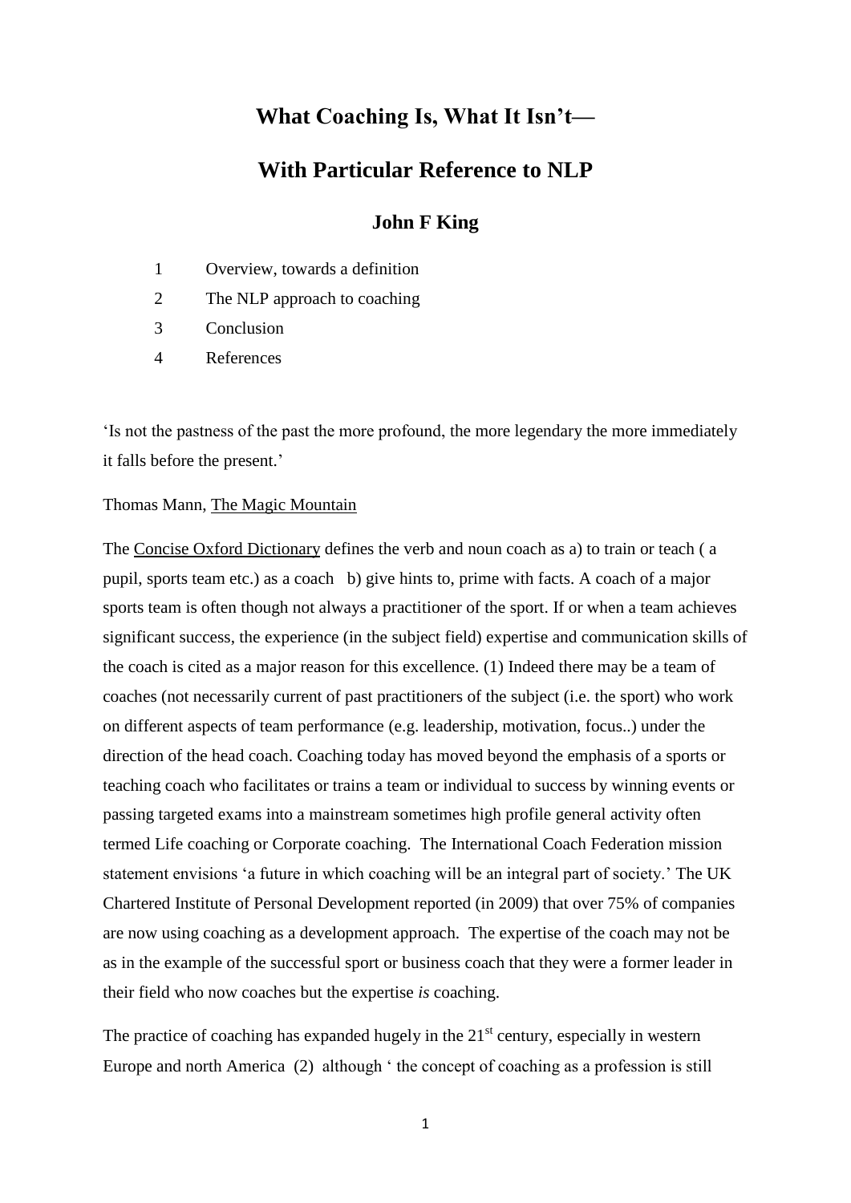# What Coaching Is, What It Isn't—

# With Particular Reference to NLP

### John F King

1 Overview, towards a definition
2 The NLP approach to coaching
3 Conclusion
4 References

'Is not the pastness of the past the more profound, the more legendary the more immediately it falls before the present.'

Thomas Mann, The Magic Mountain

The Concise Oxford Dictionary defines the verb and noun coach as a) to train or teach ( a pupil, sports team etc.) as a coach b) give hints to, prime with facts. A coach of a major sports team is often though not always a practitioner of the sport. If or when a team achieves significant success, the experience (in the subject field) expertise and communication skills of the coach is cited as a major reason for this excellence. (1) Indeed there may be a team of coaches (not necessarily current of past practitioners of the subject (i.e. the sport) who work on different aspects of team performance (e.g. leadership, motivation, focus..) under the direction of the head coach. Coaching today has moved beyond the emphasis of a sports or teaching coach who facilitates or trains a team or individual to success by winning events or passing targeted exams into a mainstream sometimes high profile general activity often termed Life coaching or Corporate coaching. The International Coach Federation mission statement envisions 'a future in which coaching will be an integral part of society.' The UK Chartered Institute of Personal Development reported (in 2009) that over 75% of companies are now using coaching as a development approach. The expertise of the coach may not be as in the example of the successful sport or business coach that they were a former leader in their field who now coaches but the expertise *is* coaching.

The practice of coaching has expanded hugely in the 21st century, especially in western Europe and north America (2) although ' the concept of coaching as a profession is still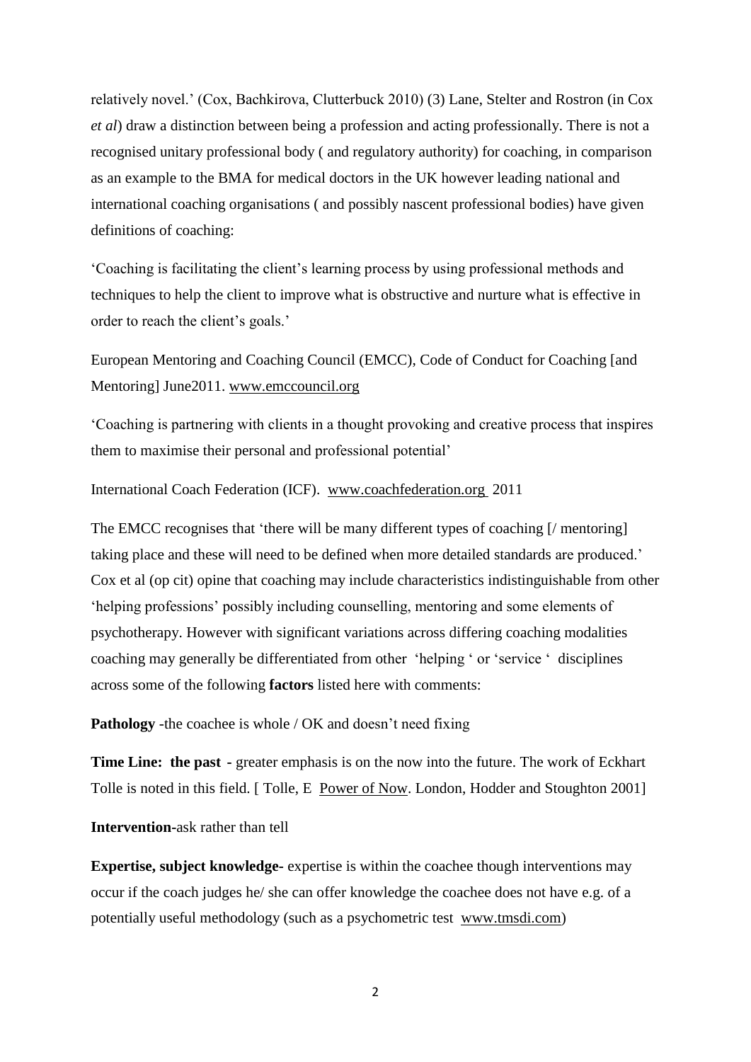relatively novel.' (Cox, Bachkirova, Clutterbuck 2010) (3) Lane, Stelter and Rostron (in Cox *et al*) draw a distinction between being a profession and acting professionally. There is not a recognised unitary professional body ( and regulatory authority) for coaching, in comparison as an example to the BMA for medical doctors in the UK however leading national and international coaching organisations ( and possibly nascent professional bodies) have given definitions of coaching:

'Coaching is facilitating the client's learning process by using professional methods and techniques to help the client to improve what is obstructive and nurture what is effective in order to reach the client's goals.'

European Mentoring and Coaching Council (EMCC), Code of Conduct for Coaching [and Mentoring] June2011. www.emccouncil.org

'Coaching is partnering with clients in a thought provoking and creative process that inspires them to maximise their personal and professional potential'

International Coach Federation (ICF). www.coachfederation.org 2011

The EMCC recognises that 'there will be many different types of coaching [/ mentoring] taking place and these will need to be defined when more detailed standards are produced.' Cox et al (op cit) opine that coaching may include characteristics indistinguishable from other 'helping professions' possibly including counselling, mentoring and some elements of psychotherapy. However with significant variations across differing coaching modalities coaching may generally be differentiated from other 'helping ' or 'service ' disciplines across some of the following **factors** listed here with comments:

**Pathology** -the coachee is whole / OK and doesn't need fixing

**Time Line: the past** - greater emphasis is on the now into the future. The work of Eckhart Tolle is noted in this field. [ Tolle, E Power of Now. London, Hodder and Stoughton 2001]

**Intervention**-ask rather than tell

**Expertise, subject knowledge**- expertise is within the coachee though interventions may occur if the coach judges he/ she can offer knowledge the coachee does not have e.g. of a potentially useful methodology (such as a psychometric test www.tmsdi.com)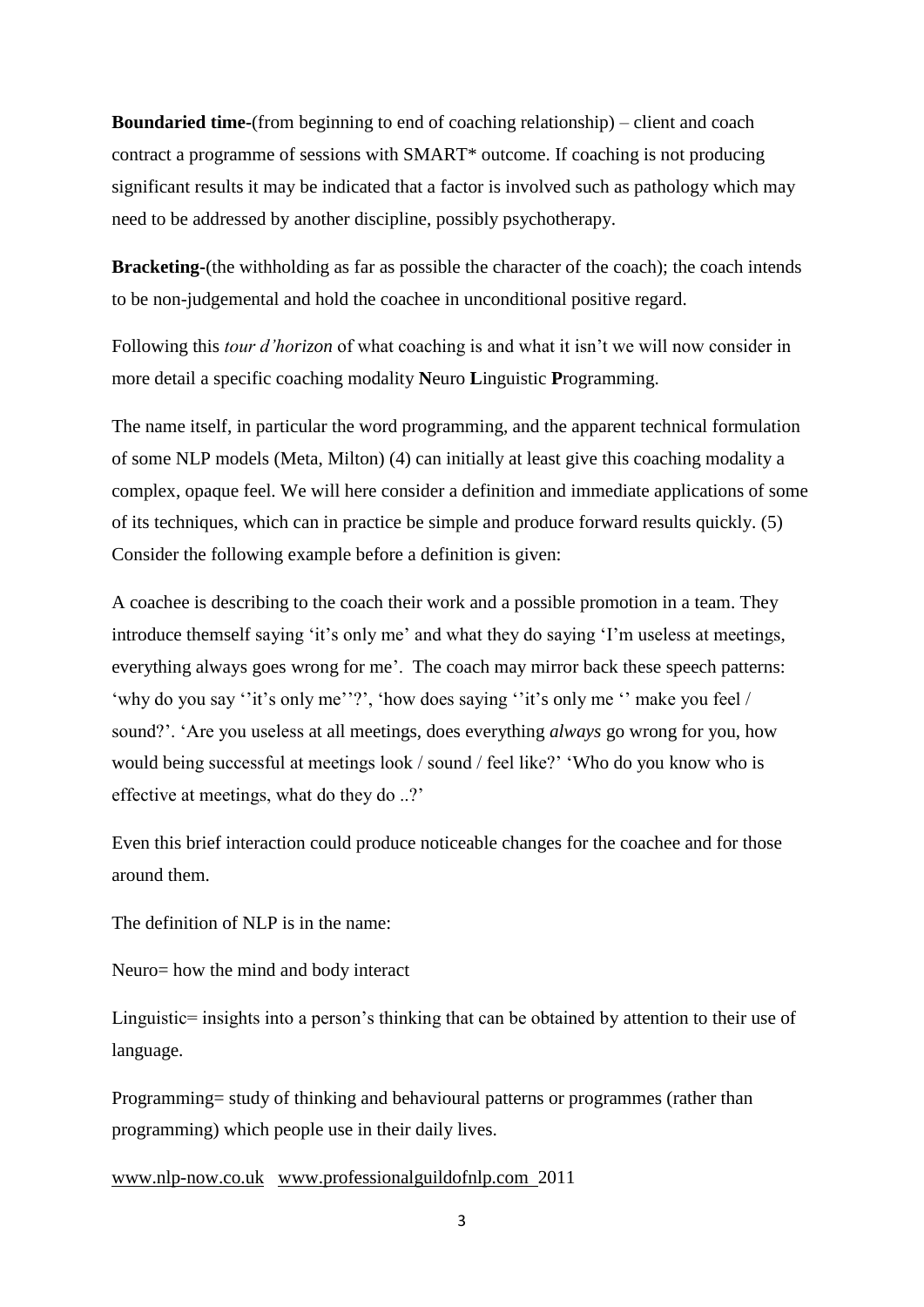**Boundaried time-**(from beginning to end of coaching relationship) – client and coach contract a programme of sessions with SMART* outcome. If coaching is not producing significant results it may be indicated that a factor is involved such as pathology which may need to be addressed by another discipline, possibly psychotherapy.

**Bracketing-**(the withholding as far as possible the character of the coach); the coach intends to be non-judgemental and hold the coachee in unconditional positive regard.

Following this *tour d'horizon* of what coaching is and what it isn't we will now consider in more detail a specific coaching modality **N**euro **L**inguistic **P**rogramming.

The name itself, in particular the word programming, and the apparent technical formulation of some NLP models (Meta, Milton) (4) can initially at least give this coaching modality a complex, opaque feel. We will here consider a definition and immediate applications of some of its techniques, which can in practice be simple and produce forward results quickly. (5) Consider the following example before a definition is given:

A coachee is describing to the coach their work and a possible promotion in a team. They introduce themself saying 'it's only me' and what they do saying 'I'm useless at meetings, everything always goes wrong for me'. The coach may mirror back these speech patterns: 'why do you say ''it's only me''?', 'how does saying ''it's only me '' make you feel / sound?'. 'Are you useless at all meetings, does everything *always* go wrong for you, how would being successful at meetings look / sound / feel like?' 'Who do you know who is effective at meetings, what do they do ..?'

Even this brief interaction could produce noticeable changes for the coachee and for those around them.

The definition of NLP is in the name:

Neuro= how the mind and body interact

Linguistic= insights into a person's thinking that can be obtained by attention to their use of language.

Programming= study of thinking and behavioural patterns or programmes (rather than programming) which people use in their daily lives.

www.nlp-now.co.uk www.professionalguildofnlp.com 2011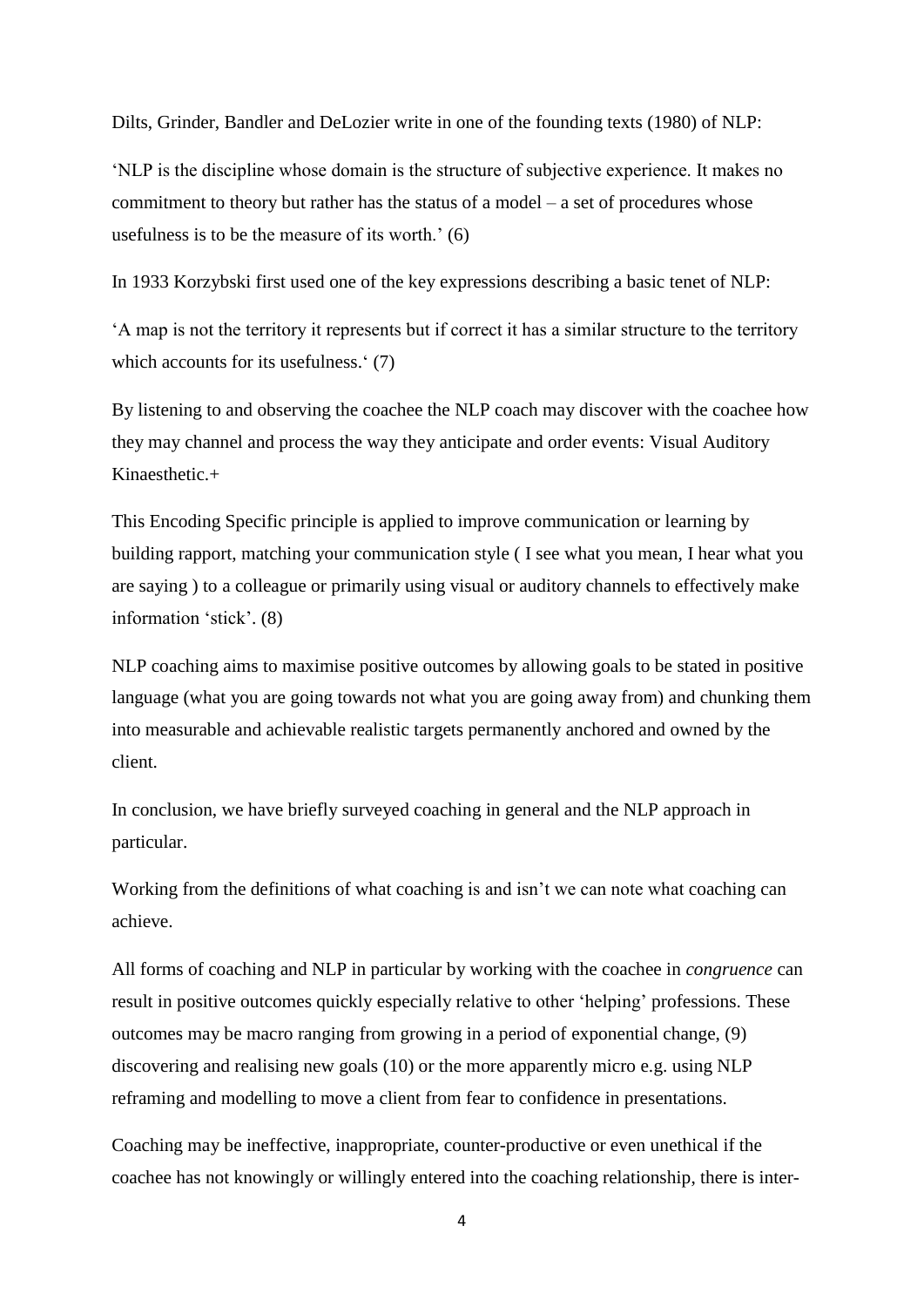Dilts, Grinder, Bandler and DeLozier write in one of the founding texts (1980) of NLP:

'NLP is the discipline whose domain is the structure of subjective experience. It makes no commitment to theory but rather has the status of a model – a set of procedures whose usefulness is to be the measure of its worth.' (6)

In 1933 Korzybski first used one of the key expressions describing a basic tenet of NLP:

'A map is not the territory it represents but if correct it has a similar structure to the territory which accounts for its usefulness.' (7)

By listening to and observing the coachee the NLP coach may discover with the coachee how they may channel and process the way they anticipate and order events: Visual Auditory Kinaesthetic.+

This Encoding Specific principle is applied to improve communication or learning by building rapport, matching your communication style ( I see what you mean, I hear what you are saying ) to a colleague or primarily using visual or auditory channels to effectively make information 'stick'. (8)

NLP coaching aims to maximise positive outcomes by allowing goals to be stated in positive language (what you are going towards not what you are going away from) and chunking them into measurable and achievable realistic targets permanently anchored and owned by the client.

In conclusion, we have briefly surveyed coaching in general and the NLP approach in particular.

Working from the definitions of what coaching is and isn't we can note what coaching can achieve.

All forms of coaching and NLP in particular by working with the coachee in *congruence* can result in positive outcomes quickly especially relative to other 'helping' professions. These outcomes may be macro ranging from growing in a period of exponential change, (9) discovering and realising new goals (10) or the more apparently micro e.g. using NLP reframing and modelling to move a client from fear to confidence in presentations.

Coaching may be ineffective, inappropriate, counter-productive or even unethical if the coachee has not knowingly or willingly entered into the coaching relationship, there is inter-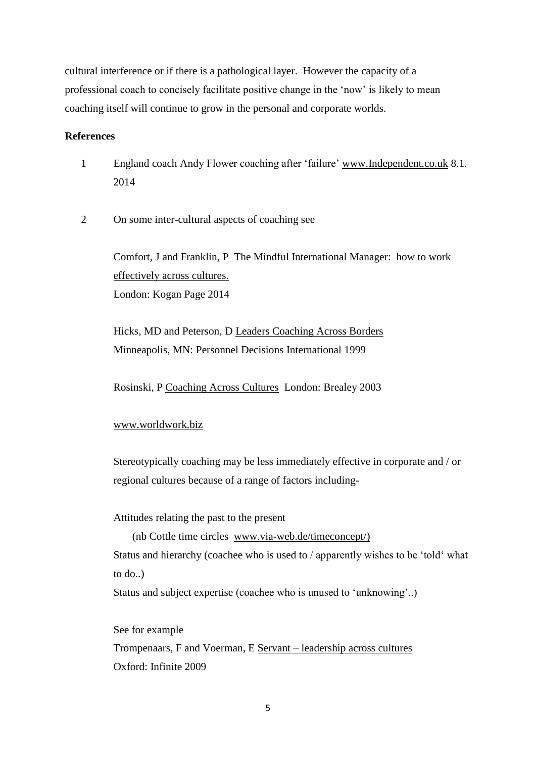cultural interference or if there is a pathological layer. However the capacity of a professional coach to concisely facilitate positive change in the 'now' is likely to mean coaching itself will continue to grow in the personal and corporate worlds.

**References**

1. England coach Andy Flower coaching after 'failure' www.Independent.co.uk 8.1. 2014

2. On some inter-cultural aspects of coaching see

   Comfort, J and Franklin, P The Mindful International Manager: how to work effectively across cultures.
   London: Kogan Page 2014

   Hicks, MD and Peterson, D Leaders Coaching Across Borders
   Minneapolis, MN: Personnel Decisions International 1999

   Rosinski, P Coaching Across Cultures London: Brealey 2003

   www.worldwork.biz

   Stereotypically coaching may be less immediately effective in corporate and / or regional cultures because of a range of factors including-

   Attitudes relating the past to the present
   (nb Cottle time circles www.via-web.de/timeconcept/)
   Status and hierarchy (coachee who is used to / apparently wishes to be 'told' what to do..)
   Status and subject expertise (coachee who is unused to 'unknowing'..)

   See for example
   Trompenaars, F and Voerman, E Servant – leadership across cultures
   Oxford: Infinite 2009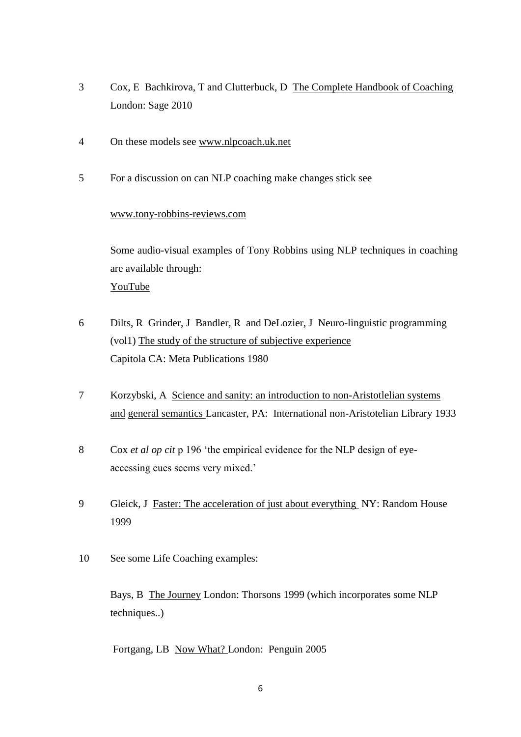3 Cox, E Bachkirova, T and Clutterbuck, D The Complete Handbook of Coaching London: Sage 2010

4 On these models see www.nlpcoach.uk.net

5 For a discussion on can NLP coaching make changes stick see

www.tony-robbins-reviews.com

Some audio-visual examples of Tony Robbins using NLP techniques in coaching are available through:
YouTube

6 Dilts, R Grinder, J Bandler, R and DeLozier, J Neuro-linguistic programming (vol1) The study of the structure of subjective experience
Capitola CA: Meta Publications 1980

7 Korzybski, A Science and sanity: an introduction to non-Aristotlelian systems and general semantics Lancaster, PA: International non-Aristotelian Library 1933

8 Cox *et al op cit* p 196 'the empirical evidence for the NLP design of eye-accessing cues seems very mixed.'

9 Gleick, J Faster: The acceleration of just about everything NY: Random House 1999

10 See some Life Coaching examples:

Bays, B The Journey London: Thorsons 1999 (which incorporates some NLP techniques..)

Fortgang, LB Now What? London: Penguin 2005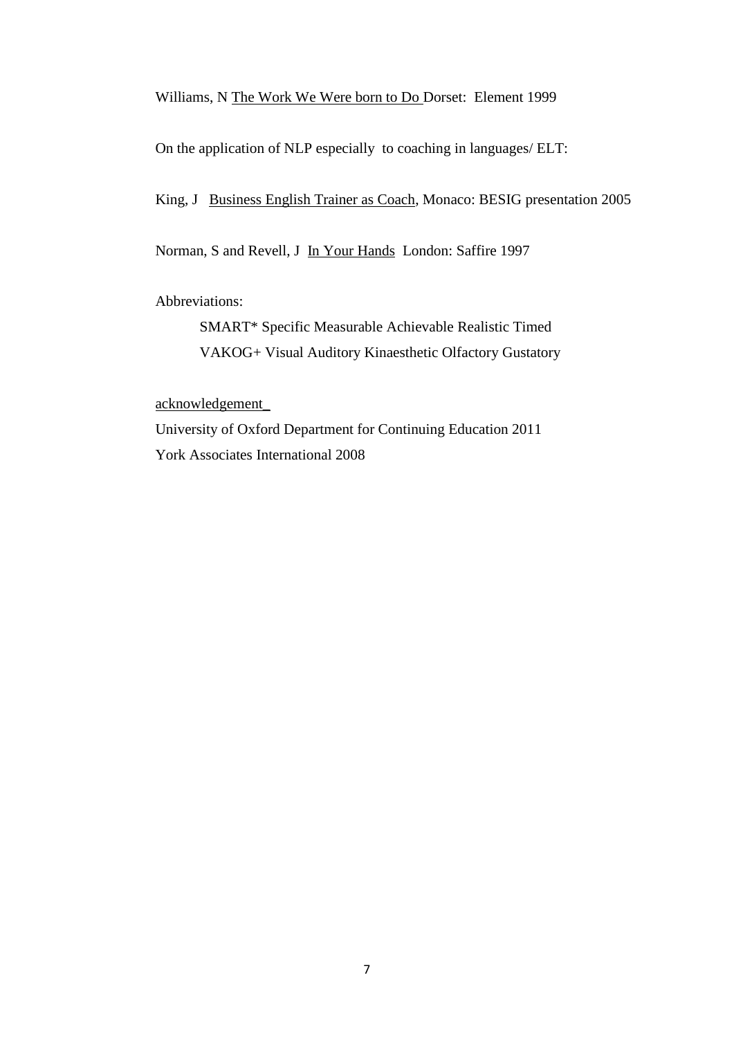Williams, N <u>The Work We Were born to Do</u> Dorset: Element 1999

On the application of NLP especially to coaching in languages/ ELT:

King, J <u>Business English Trainer as Coach</u>, Monaco: BESIG presentation 2005

Norman, S and Revell, J <u>In Your Hands</u> London: Saffire 1997

Abbreviations:

SMART* Specific Measurable Achievable Realistic Timed
VAKOG+ Visual Auditory Kinaesthetic Olfactory Gustatory

<u>acknowledgement</u>

University of Oxford Department for Continuing Education 2011
York Associates International 2008